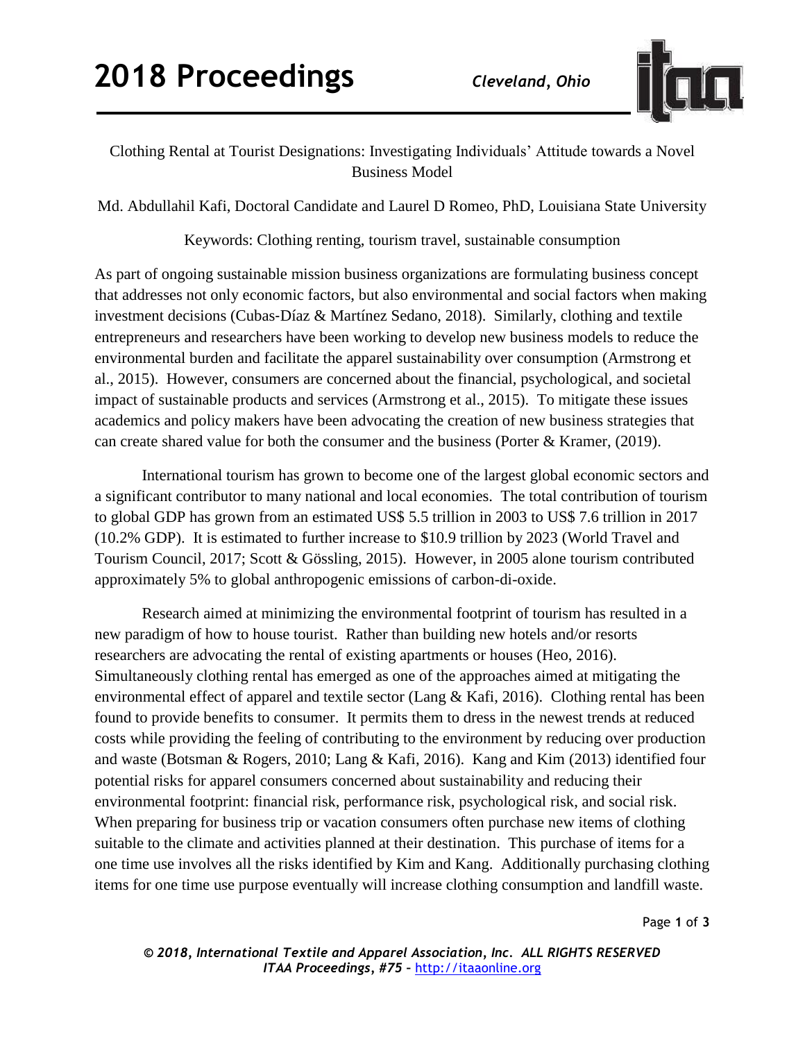Clothing Rental at Tourist Designations: Investigating Individuals' Attitude towards a Novel Business Model

Md. Abdullahil Kafi, Doctoral Candidate and Laurel D Romeo, PhD, Louisiana State University

Keywords: Clothing renting, tourism travel, sustainable consumption

As part of ongoing sustainable mission business organizations are formulating business concept that addresses not only economic factors, but also environmental and social factors when making investment decisions (Cubas‐Díaz & Martínez Sedano, 2018). Similarly, clothing and textile entrepreneurs and researchers have been working to develop new business models to reduce the environmental burden and facilitate the apparel sustainability over consumption (Armstrong et al., 2015). However, consumers are concerned about the financial, psychological, and societal impact of sustainable products and services (Armstrong et al., 2015). To mitigate these issues academics and policy makers have been advocating the creation of new business strategies that can create shared value for both the consumer and the business (Porter & Kramer, (2019).

International tourism has grown to become one of the largest global economic sectors and a significant contributor to many national and local economies. The total contribution of tourism to global GDP has grown from an estimated US$ 5.5 trillion in 2003 to US$ 7.6 trillion in 2017 (10.2% GDP). It is estimated to further increase to $10.9 trillion by 2023 (World Travel and Tourism Council, 2017; Scott & Gössling, 2015). However, in 2005 alone tourism contributed approximately 5% to global anthropogenic emissions of carbon-di-oxide.

Research aimed at minimizing the environmental footprint of tourism has resulted in a new paradigm of how to house tourist. Rather than building new hotels and/or resorts researchers are advocating the rental of existing apartments or houses (Heo, 2016). Simultaneously clothing rental has emerged as one of the approaches aimed at mitigating the environmental effect of apparel and textile sector (Lang & Kafi, 2016). Clothing rental has been found to provide benefits to consumer. It permits them to dress in the newest trends at reduced costs while providing the feeling of contributing to the environment by reducing over production and waste (Botsman & Rogers, 2010; Lang & Kafi, 2016). Kang and Kim (2013) identified four potential risks for apparel consumers concerned about sustainability and reducing their environmental footprint: financial risk, performance risk, psychological risk, and social risk. When preparing for business trip or vacation consumers often purchase new items of clothing suitable to the climate and activities planned at their destination. This purchase of items for a one time use involves all the risks identified by Kim and Kang. Additionally purchasing clothing items for one time use purpose eventually will increase clothing consumption and landfill waste.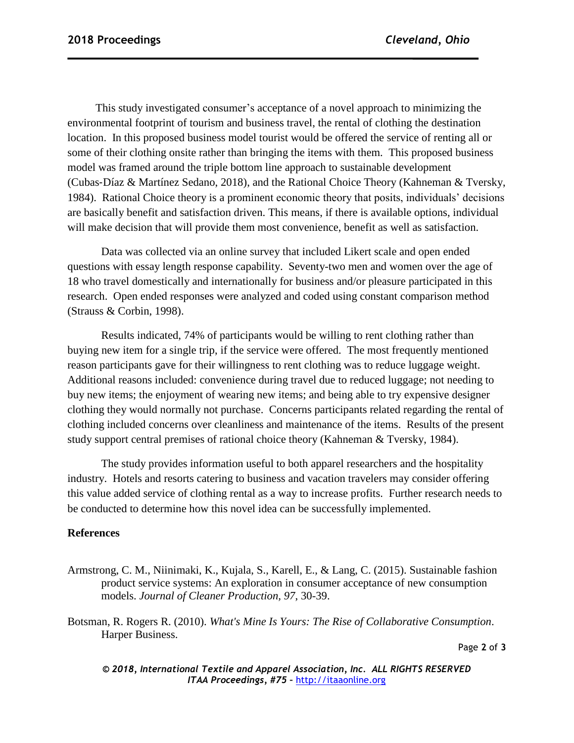This study investigated consumer's acceptance of a novel approach to minimizing the environmental footprint of tourism and business travel, the rental of clothing the destination location. In this proposed business model tourist would be offered the service of renting all or some of their clothing onsite rather than bringing the items with them. This proposed business model was framed around the triple bottom line approach to sustainable development (Cubas-Díaz & Martínez Sedano, 2018), and the Rational Choice Theory (Kahneman & Tversky, 1984). Rational Choice theory is a prominent economic theory that posits, individuals' decisions are basically benefit and satisfaction driven. This means, if there is available options, individual will make decision that will provide them most convenience, benefit as well as satisfaction.

Data was collected via an online survey that included Likert scale and open ended questions with essay length response capability. Seventy-two men and women over the age of 18 who travel domestically and internationally for business and/or pleasure participated in this research. Open ended responses were analyzed and coded using constant comparison method (Strauss & Corbin, 1998).

Results indicated, 74% of participants would be willing to rent clothing rather than buying new item for a single trip, if the service were offered. The most frequently mentioned reason participants gave for their willingness to rent clothing was to reduce luggage weight. Additional reasons included: convenience during travel due to reduced luggage; not needing to buy new items; the enjoyment of wearing new items; and being able to try expensive designer clothing they would normally not purchase. Concerns participants related regarding the rental of clothing included concerns over cleanliness and maintenance of the items. Results of the present study support central premises of rational choice theory (Kahneman & Tversky, 1984).

The study provides information useful to both apparel researchers and the hospitality industry. Hotels and resorts catering to business and vacation travelers may consider offering this value added service of clothing rental as a way to increase profits. Further research needs to be conducted to determine how this novel idea can be successfully implemented.

## References

Armstrong, C. M., Niinimaki, K., Kujala, S., Karell, E., & Lang, C. (2015). Sustainable fashion product service systems: An exploration in consumer acceptance of new consumption models. *Journal of Cleaner Production, 97*, 30-39.

Botsman, R. Rogers R. (2010). *What's Mine Is Yours: The Rise of Collaborative Consumption*. Harper Business.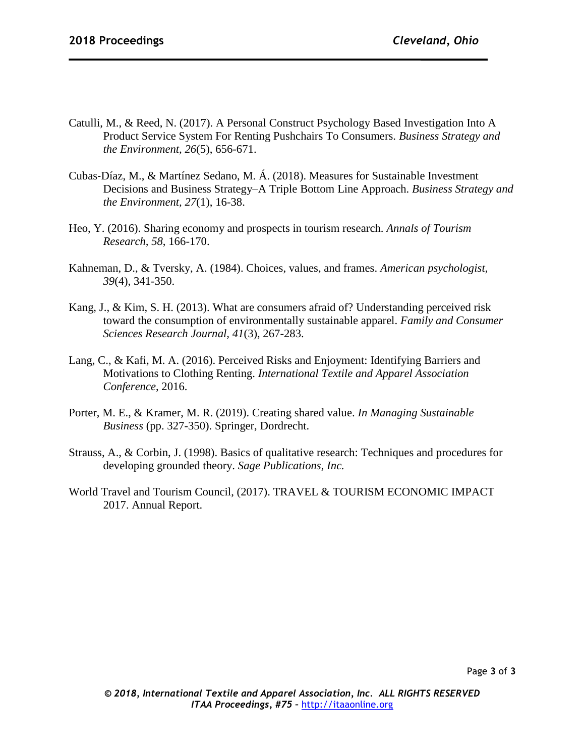Catulli, M., & Reed, N. (2017). A Personal Construct Psychology Based Investigation Into A Product Service System For Renting Pushchairs To Consumers. *Business Strategy and the Environment, 26*(5), 656-671.

Cubas‐Díaz, M., & Martínez Sedano, M. Á. (2018). Measures for Sustainable Investment Decisions and Business Strategy–A Triple Bottom Line Approach. *Business Strategy and the Environment, 27*(1), 16-38.

Heo, Y. (2016). Sharing economy and prospects in tourism research. *Annals of Tourism Research, 58*, 166-170.

Kahneman, D., & Tversky, A. (1984). Choices, values, and frames. *American psychologist, 39*(4), 341-350.

Kang, J., & Kim, S. H. (2013). What are consumers afraid of? Understanding perceived risk toward the consumption of environmentally sustainable apparel. *Family and Consumer Sciences Research Journal, 41*(3), 267-283.

Lang, C., & Kafi, M. A. (2016). Perceived Risks and Enjoyment: Identifying Barriers and Motivations to Clothing Renting. *International Textile and Apparel Association Conference*, 2016.

Porter, M. E., & Kramer, M. R. (2019). Creating shared value. *In Managing Sustainable Business* (pp. 327-350). Springer, Dordrecht.

Strauss, A., & Corbin, J. (1998). Basics of qualitative research: Techniques and procedures for developing grounded theory. *Sage Publications, Inc.*

World Travel and Tourism Council, (2017). TRAVEL & TOURISM ECONOMIC IMPACT 2017. Annual Report.